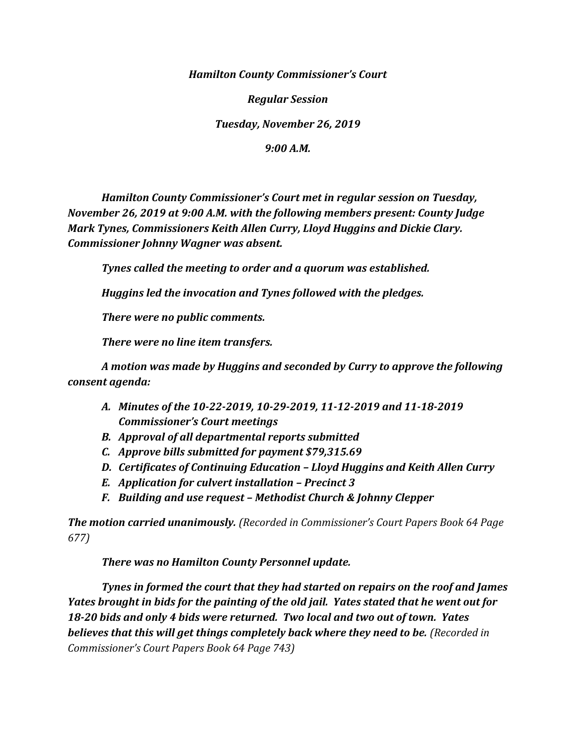***Hamilton County Commissioner's Court***

***Regular Session***

***Tuesday, November 26, 2019***

***9:00 A.M.***

***Hamilton County Commissioner's Court met in regular session on Tuesday, November 26, 2019 at 9:00 A.M. with the following members present: County Judge Mark Tynes, Commissioners Keith Allen Curry, Lloyd Huggins and Dickie Clary. Commissioner Johnny Wagner was absent.***

***Tynes called the meeting to order and a quorum was established.***

***Huggins led the invocation and Tynes followed with the pledges.***

***There were no public comments.***

***There were no line item transfers.***

***A motion was made by Huggins and seconded by Curry to approve the following consent agenda:***

- ***A. Minutes of the 10-22-2019, 10-29-2019, 11-12-2019 and 11-18-2019 Commissioner's Court meetings***
- ***B. Approval of all departmental reports submitted***
- ***C. Approve bills submitted for payment $79,315.69***
- ***D. Certificates of Continuing Education – Lloyd Huggins and Keith Allen Curry***
- ***E. Application for culvert installation – Precinct 3***
- ***F. Building and use request – Methodist Church & Johnny Clepper***

***The motion carried unanimously.*** *(Recorded in Commissioner's Court Papers Book 64 Page 677)*

***There was no Hamilton County Personnel update.***

***Tynes in formed the court that they had started on repairs on the roof and James Yates brought in bids for the painting of the old jail. Yates stated that he went out for 18-20 bids and only 4 bids were returned. Two local and two out of town. Yates believes that this will get things completely back where they need to be.*** *(Recorded in Commissioner's Court Papers Book 64 Page 743)*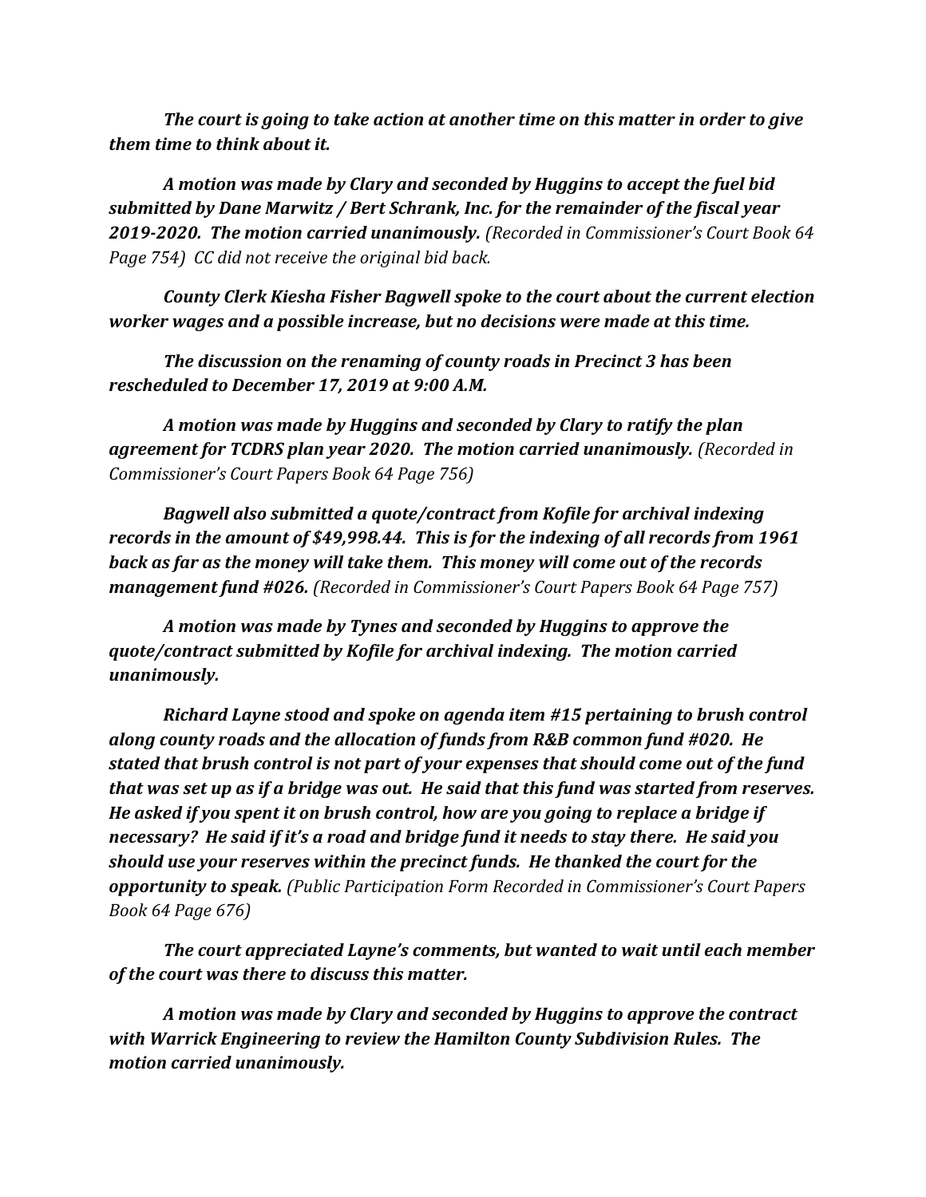***The court is going to take action at another time on this matter in order to give them time to think about it.***

***A motion was made by Clary and seconded by Huggins to accept the fuel bid submitted by Dane Marwitz / Bert Schrank, Inc. for the remainder of the fiscal year 2019-2020. The motion carried unanimously.*** *(Recorded in Commissioner's Court Book 64 Page 754) CC did not receive the original bid back.*

***County Clerk Kiesha Fisher Bagwell spoke to the court about the current election worker wages and a possible increase, but no decisions were made at this time.***

***The discussion on the renaming of county roads in Precinct 3 has been rescheduled to December 17, 2019 at 9:00 A.M.***

***A motion was made by Huggins and seconded by Clary to ratify the plan agreement for TCDRS plan year 2020. The motion carried unanimously.*** *(Recorded in Commissioner's Court Papers Book 64 Page 756)*

***Bagwell also submitted a quote/contract from Kofile for archival indexing records in the amount of $49,998.44. This is for the indexing of all records from 1961 back as far as the money will take them. This money will come out of the records management fund #026.*** *(Recorded in Commissioner's Court Papers Book 64 Page 757)*

***A motion was made by Tynes and seconded by Huggins to approve the quote/contract submitted by Kofile for archival indexing. The motion carried unanimously.***

***Richard Layne stood and spoke on agenda item #15 pertaining to brush control along county roads and the allocation of funds from R&B common fund #020. He stated that brush control is not part of your expenses that should come out of the fund that was set up as if a bridge was out. He said that this fund was started from reserves. He asked if you spent it on brush control, how are you going to replace a bridge if necessary? He said if it's a road and bridge fund it needs to stay there. He said you should use your reserves within the precinct funds. He thanked the court for the opportunity to speak.*** *(Public Participation Form Recorded in Commissioner's Court Papers Book 64 Page 676)*

***The court appreciated Layne's comments, but wanted to wait until each member of the court was there to discuss this matter.***

***A motion was made by Clary and seconded by Huggins to approve the contract with Warrick Engineering to review the Hamilton County Subdivision Rules. The motion carried unanimously.***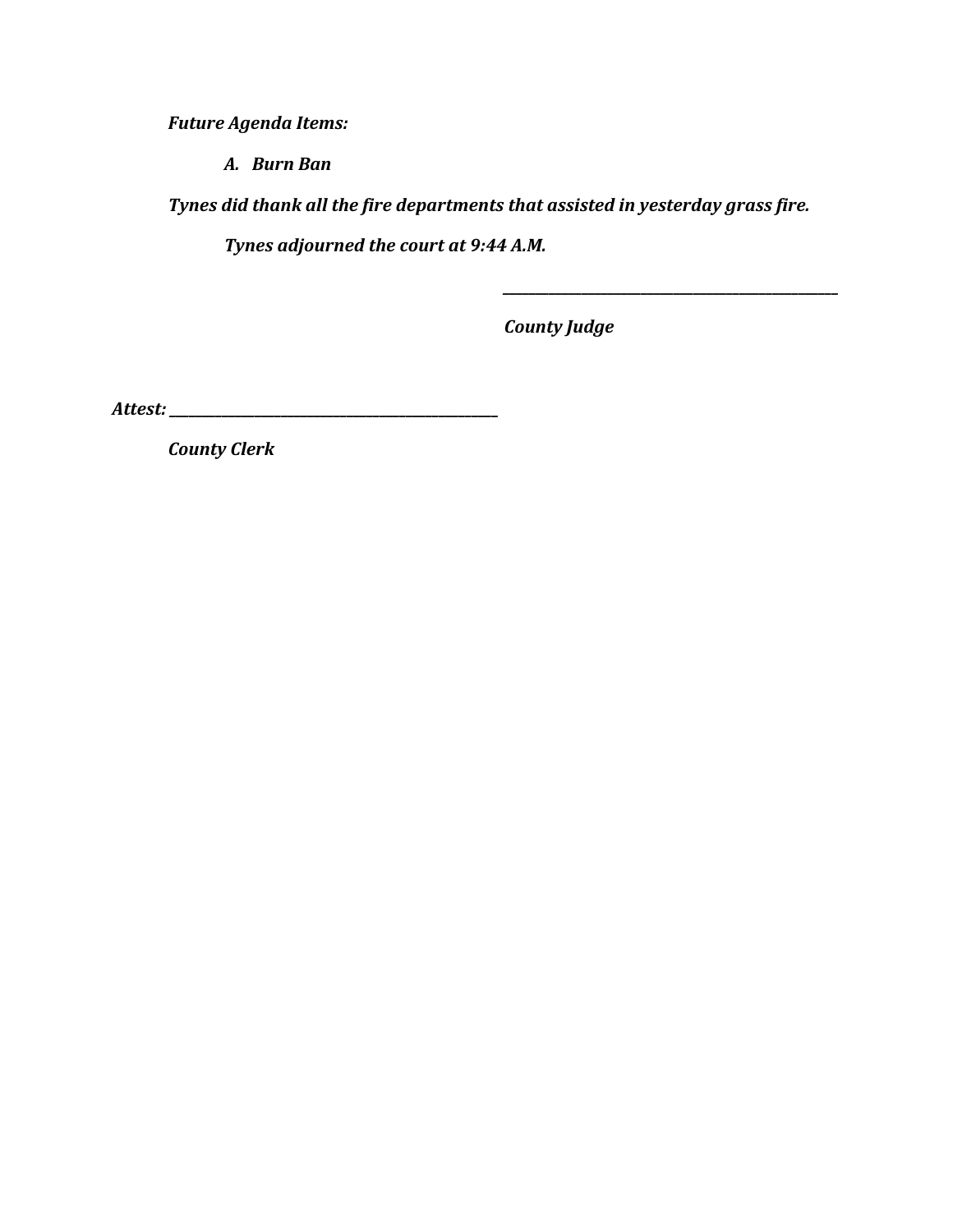***Future Agenda Items:***

***A. Burn Ban***

***Tynes did thank all the fire departments that assisted in yesterday grass fire.***

***Tynes adjourned the court at 9:44 A.M.***

_______________________________________________

***County Judge***

***Attest:*** _______________________________________________

***County Clerk***